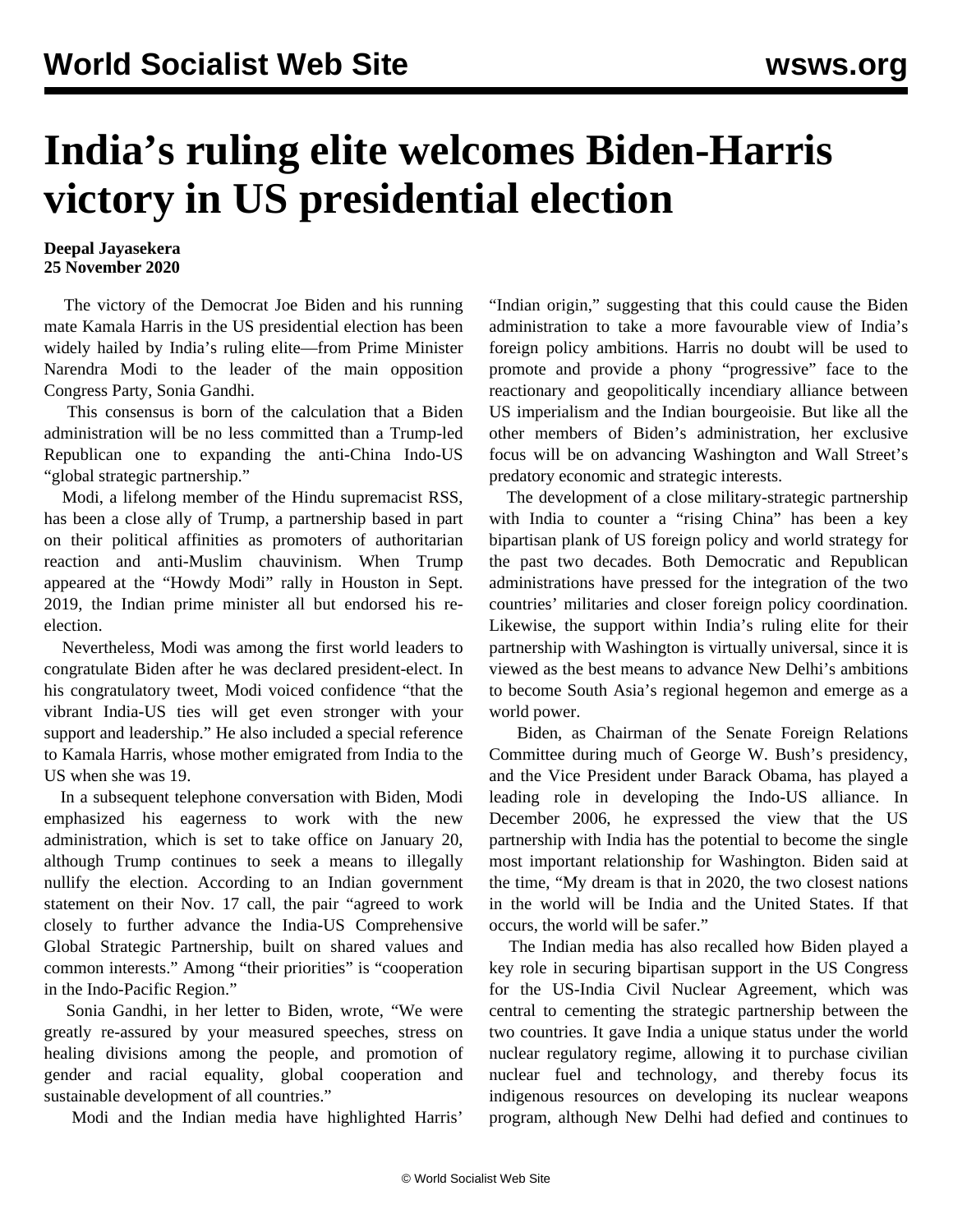# India's ruling elite welcomes Biden-Harris victory in US presidential election

**Deepal Jayasekera**
**25 November 2020**

The victory of the Democrat Joe Biden and his running mate Kamala Harris in the US presidential election has been widely hailed by India's ruling elite—from Prime Minister Narendra Modi to the leader of the main opposition Congress Party, Sonia Gandhi.

This consensus is born of the calculation that a Biden administration will be no less committed than a Trump-led Republican one to expanding the anti-China Indo-US "global strategic partnership."

Modi, a lifelong member of the Hindu supremacist RSS, has been a close ally of Trump, a partnership based in part on their political affinities as promoters of authoritarian reaction and anti-Muslim chauvinism. When Trump appeared at the "Howdy Modi" rally in Houston in Sept. 2019, the Indian prime minister all but endorsed his re-election.

Nevertheless, Modi was among the first world leaders to congratulate Biden after he was declared president-elect. In his congratulatory tweet, Modi voiced confidence "that the vibrant India-US ties will get even stronger with your support and leadership." He also included a special reference to Kamala Harris, whose mother emigrated from India to the US when she was 19.

In a subsequent telephone conversation with Biden, Modi emphasized his eagerness to work with the new administration, which is set to take office on January 20, although Trump continues to seek a means to illegally nullify the election. According to an Indian government statement on their Nov. 17 call, the pair "agreed to work closely to further advance the India-US Comprehensive Global Strategic Partnership, built on shared values and common interests." Among "their priorities" is "cooperation in the Indo-Pacific Region."

Sonia Gandhi, in her letter to Biden, wrote, "We were greatly re-assured by your measured speeches, stress on healing divisions among the people, and promotion of gender and racial equality, global cooperation and sustainable development of all countries."

Modi and the Indian media have highlighted Harris' "Indian origin," suggesting that this could cause the Biden administration to take a more favourable view of India's foreign policy ambitions. Harris no doubt will be used to promote and provide a phony "progressive" face to the reactionary and geopolitically incendiary alliance between US imperialism and the Indian bourgeoisie. But like all the other members of Biden's administration, her exclusive focus will be on advancing Washington and Wall Street's predatory economic and strategic interests.

The development of a close military-strategic partnership with India to counter a "rising China" has been a key bipartisan plank of US foreign policy and world strategy for the past two decades. Both Democratic and Republican administrations have pressed for the integration of the two countries' militaries and closer foreign policy coordination. Likewise, the support within India's ruling elite for their partnership with Washington is virtually universal, since it is viewed as the best means to advance New Delhi's ambitions to become South Asia's regional hegemon and emerge as a world power.

Biden, as Chairman of the Senate Foreign Relations Committee during much of George W. Bush's presidency, and the Vice President under Barack Obama, has played a leading role in developing the Indo-US alliance. In December 2006, he expressed the view that the US partnership with India has the potential to become the single most important relationship for Washington. Biden said at the time, "My dream is that in 2020, the two closest nations in the world will be India and the United States. If that occurs, the world will be safer."

The Indian media has also recalled how Biden played a key role in securing bipartisan support in the US Congress for the US-India Civil Nuclear Agreement, which was central to cementing the strategic partnership between the two countries. It gave India a unique status under the world nuclear regulatory regime, allowing it to purchase civilian nuclear fuel and technology, and thereby focus its indigenous resources on developing its nuclear weapons program, although New Delhi had defied and continues to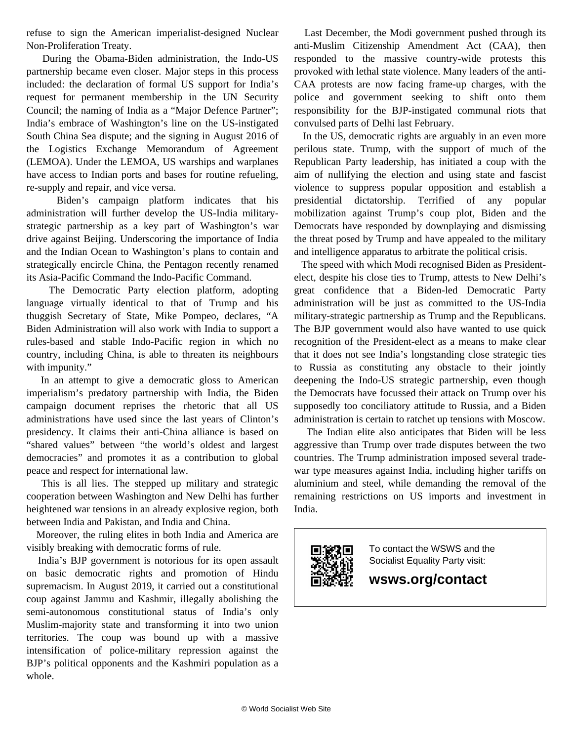refuse to sign the American imperialist-designed Nuclear Non-Proliferation Treaty.

During the Obama-Biden administration, the Indo-US partnership became even closer. Major steps in this process included: the declaration of formal US support for India's request for permanent membership in the UN Security Council; the naming of India as a "Major Defence Partner"; India's embrace of Washington's line on the US-instigated South China Sea dispute; and the signing in August 2016 of the Logistics Exchange Memorandum of Agreement (LEMOA). Under the LEMOA, US warships and warplanes have access to Indian ports and bases for routine refueling, re-supply and repair, and vice versa.

Biden's campaign platform indicates that his administration will further develop the US-India military-strategic partnership as a key part of Washington's war drive against Beijing. Underscoring the importance of India and the Indian Ocean to Washington's plans to contain and strategically encircle China, the Pentagon recently renamed its Asia-Pacific Command the Indo-Pacific Command.

The Democratic Party election platform, adopting language virtually identical to that of Trump and his thuggish Secretary of State, Mike Pompeo, declares, "A Biden Administration will also work with India to support a rules-based and stable Indo-Pacific region in which no country, including China, is able to threaten its neighbours with impunity."

In an attempt to give a democratic gloss to American imperialism's predatory partnership with India, the Biden campaign document reprises the rhetoric that all US administrations have used since the last years of Clinton's presidency. It claims their anti-China alliance is based on "shared values" between "the world's oldest and largest democracies" and promotes it as a contribution to global peace and respect for international law.

This is all lies. The stepped up military and strategic cooperation between Washington and New Delhi has further heightened war tensions in an already explosive region, both between India and Pakistan, and India and China.

Moreover, the ruling elites in both India and America are visibly breaking with democratic forms of rule.

India's BJP government is notorious for its open assault on basic democratic rights and promotion of Hindu supremacism. In August 2019, it carried out a constitutional coup against Jammu and Kashmir, illegally abolishing the semi-autonomous constitutional status of India's only Muslim-majority state and transforming it into two union territories. The coup was bound up with a massive intensification of police-military repression against the BJP's political opponents and the Kashmiri population as a whole.

Last December, the Modi government pushed through its anti-Muslim Citizenship Amendment Act (CAA), then responded to the massive country-wide protests this provoked with lethal state violence. Many leaders of the anti-CAA protests are now facing frame-up charges, with the police and government seeking to shift onto them responsibility for the BJP-instigated communal riots that convulsed parts of Delhi last February.

In the US, democratic rights are arguably in an even more perilous state. Trump, with the support of much of the Republican Party leadership, has initiated a coup with the aim of nullifying the election and using state and fascist violence to suppress popular opposition and establish a presidential dictatorship. Terrified of any popular mobilization against Trump's coup plot, Biden and the Democrats have responded by downplaying and dismissing the threat posed by Trump and have appealed to the military and intelligence apparatus to arbitrate the political crisis.

The speed with which Modi recognised Biden as President-elect, despite his close ties to Trump, attests to New Delhi's great confidence that a Biden-led Democratic Party administration will be just as committed to the US-India military-strategic partnership as Trump and the Republicans. The BJP government would also have wanted to use quick recognition of the President-elect as a means to make clear that it does not see India's longstanding close strategic ties to Russia as constituting any obstacle to their jointly deepening the Indo-US strategic partnership, even though the Democrats have focussed their attack on Trump over his supposedly too conciliatory attitude to Russia, and a Biden administration is certain to ratchet up tensions with Moscow.

The Indian elite also anticipates that Biden will be less aggressive than Trump over trade disputes between the two countries. The Trump administration imposed several trade-war type measures against India, including higher tariffs on aluminium and steel, while demanding the removal of the remaining restrictions on US imports and investment in India.

To contact the WSWS and the Socialist Equality Party visit:

**wsws.org/contact**